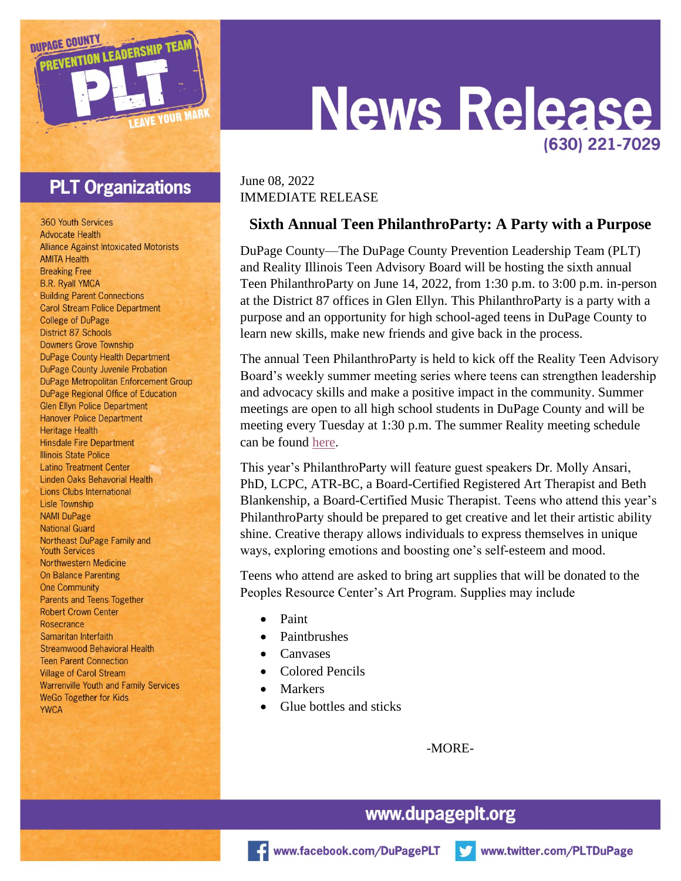DUPAGE COUNTY PREVENTION LEADERSHIP TEAM

PLT

LEAVE YOUR MARK

# News Release

(630) 221-7029

## PLT Organizations

360 Youth Services
Advocate Health
Alliance Against Intoxicated Motorists
AMITA Health
Breaking Free
B.R. Ryall YMCA
Building Parent Connections
Carol Stream Police Department
College of DuPage
District 87 Schools
Downers Grove Township
DuPage County Health Department
DuPage County Juvenile Probation
DuPage Metropolitan Enforcement Group
DuPage Regional Office of Education
Glen Ellyn Police Department
Hanover Police Department
Heritage Health
Hinsdale Fire Department
Illinois State Police
Latino Treatment Center
Linden Oaks Behavioral Health
Lions Clubs International
Lisle Township
NAMI DuPage
National Guard
Northeast DuPage Family and Youth Services
Northwestern Medicine
On Balance Parenting
One Community
Parents and Teens Together
Robert Crown Center
Rosecrance
Samaritan Interfaith
Streamwood Behavioral Health
Teen Parent Connection
Village of Carol Stream
Warrenville Youth and Family Services
WeGo Together for Kids
YWCA

June 08, 2022
IMMEDIATE RELEASE

## Sixth Annual Teen PhilanthroParty: A Party with a Purpose

DuPage County—The DuPage County Prevention Leadership Team (PLT) and Reality Illinois Teen Advisory Board will be hosting the sixth annual Teen PhilanthroParty on June 14, 2022, from 1:30 p.m. to 3:00 p.m. in-person at the District 87 offices in Glen Ellyn. This PhilanthroParty is a party with a purpose and an opportunity for high school-aged teens in DuPage County to learn new skills, make new friends and give back in the process.

The annual Teen PhilanthroParty is held to kick off the Reality Teen Advisory Board's weekly summer meeting series where teens can strengthen leadership and advocacy skills and make a positive impact in the community. Summer meetings are open to all high school students in DuPage County and will be meeting every Tuesday at 1:30 p.m. The summer Reality meeting schedule can be found here.

This year's PhilanthroParty will feature guest speakers Dr. Molly Ansari, PhD, LCPC, ATR-BC, a Board-Certified Registered Art Therapist and Beth Blankenship, a Board-Certified Music Therapist. Teens who attend this year's PhilanthroParty should be prepared to get creative and let their artistic ability shine. Creative therapy allows individuals to express themselves in unique ways, exploring emotions and boosting one's self-esteem and mood.

Teens who attend are asked to bring art supplies that will be donated to the Peoples Resource Center's Art Program. Supplies may include

- Paint
- Paintbrushes
- Canvases
- Colored Pencils
- Markers
- Glue bottles and sticks

-MORE-

www.dupageplt.org

www.facebook.com/DuPagePLT www.twitter.com/PLTDuPage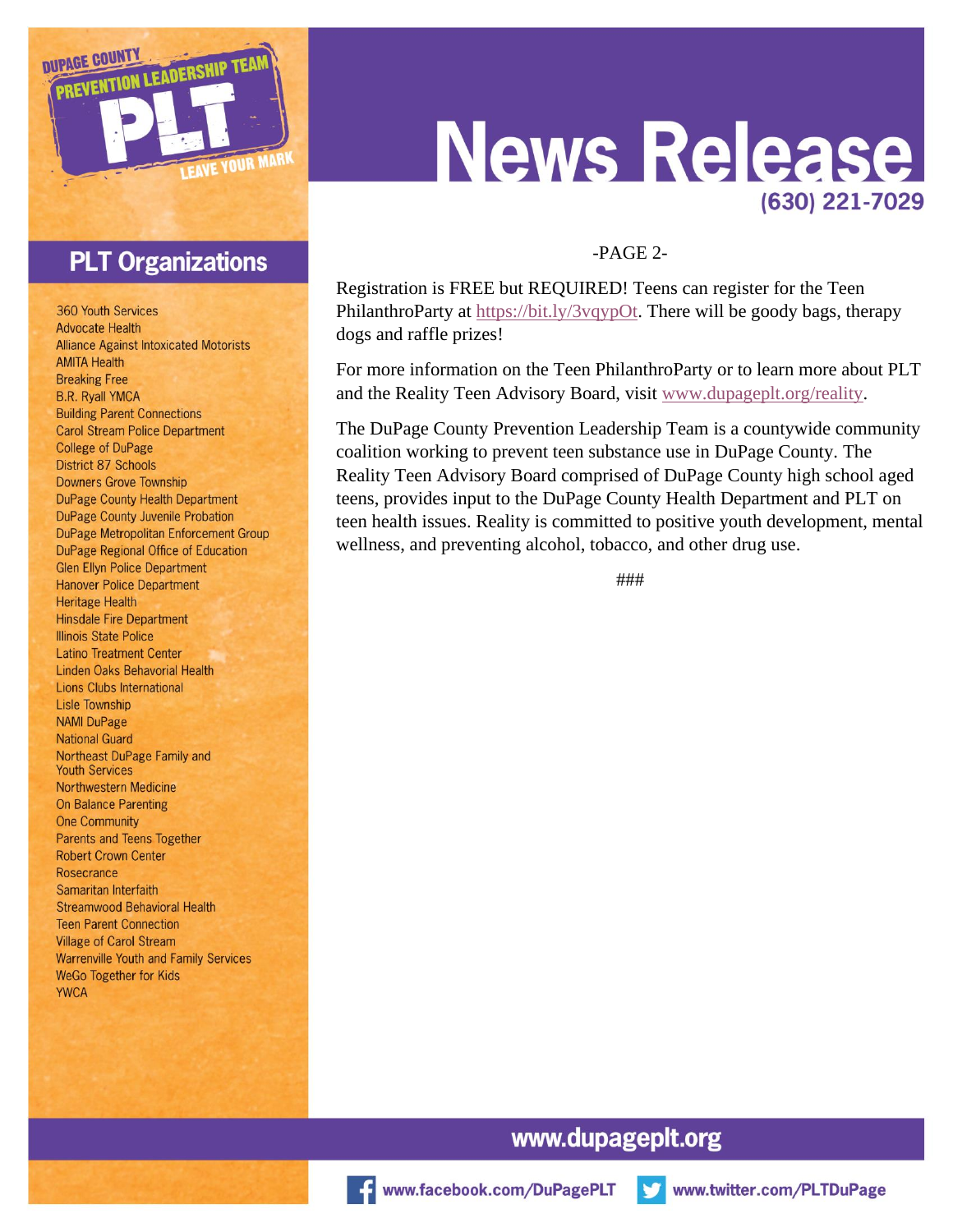DUPAGE COUNTY PREVENTION LEADERSHIP TEAM

PLT

LEAVE YOUR MARK

# News Release

(630) 221-7029

## PLT Organizations

360 Youth Services
Advocate Health
Alliance Against Intoxicated Motorists
AMITA Health
Breaking Free
B.R. Ryall YMCA
Building Parent Connections
Carol Stream Police Department
College of DuPage
District 87 Schools
Downers Grove Township
DuPage County Health Department
DuPage County Juvenile Probation
DuPage Metropolitan Enforcement Group
DuPage Regional Office of Education
Glen Ellyn Police Department
Hanover Police Department
Heritage Health
Hinsdale Fire Department
Illinois State Police
Latino Treatment Center
Linden Oaks Behavioral Health
Lions Clubs International
Lisle Township
NAMI DuPage
National Guard
Northeast DuPage Family and Youth Services
Northwestern Medicine
On Balance Parenting
One Community
Parents and Teens Together
Robert Crown Center
Rosecrance
Samaritan Interfaith
Streamwood Behavioral Health
Teen Parent Connection
Village of Carol Stream
Warrenville Youth and Family Services
WeGo Together for Kids
YWCA

-PAGE 2-

Registration is FREE but REQUIRED! Teens can register for the Teen PhilanthroParty at https://bit.ly/3vqypOt. There will be goody bags, therapy dogs and raffle prizes!

For more information on the Teen PhilanthroParty or to learn more about PLT and the Reality Teen Advisory Board, visit www.dupageplt.org/reality.

The DuPage County Prevention Leadership Team is a countywide community coalition working to prevent teen substance use in DuPage County. The Reality Teen Advisory Board comprised of DuPage County high school aged teens, provides input to the DuPage County Health Department and PLT on teen health issues. Reality is committed to positive youth development, mental wellness, and preventing alcohol, tobacco, and other drug use.

###

www.dupageplt.org

www.facebook.com/DuPagePLT www.twitter.com/PLTDuPage